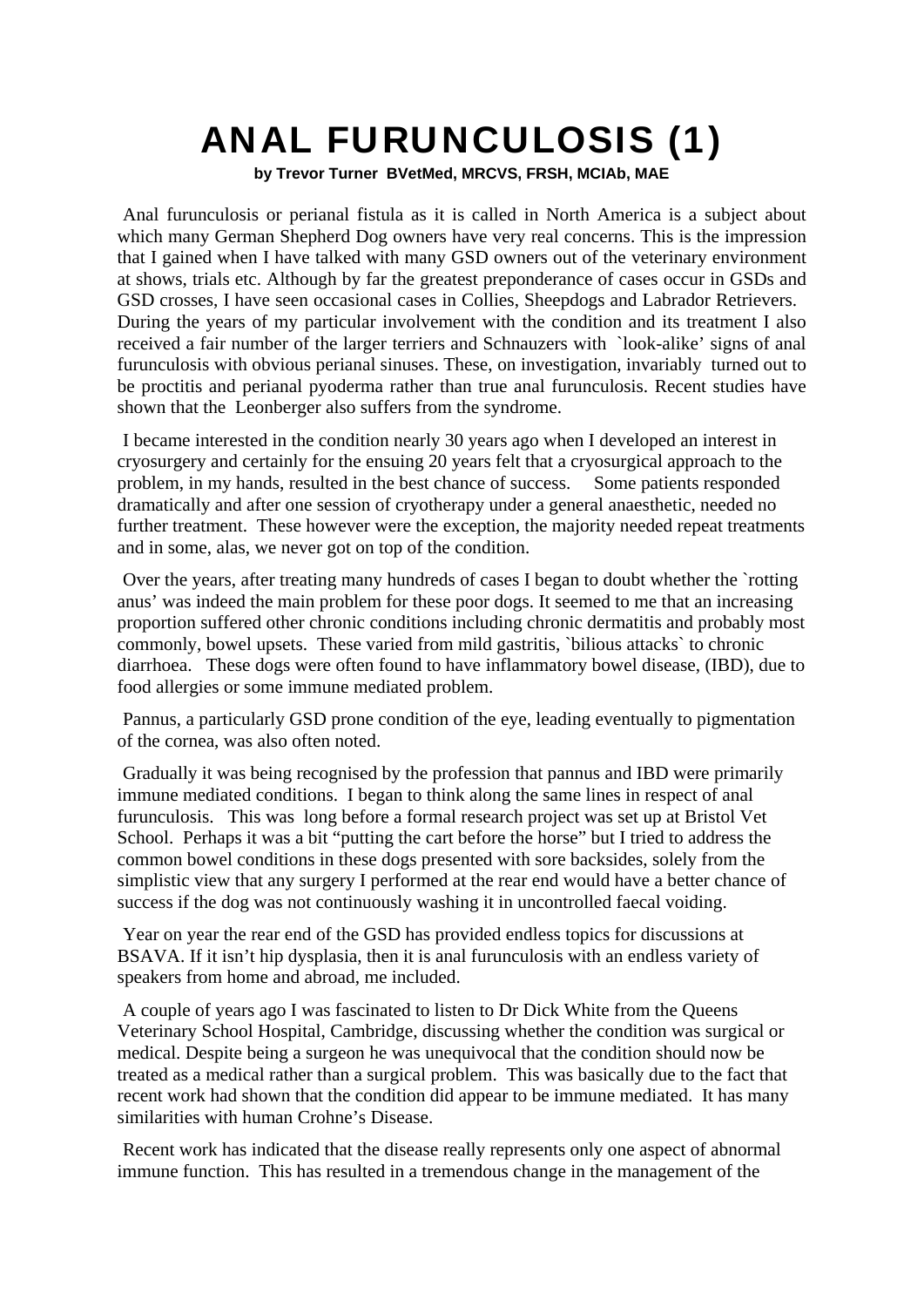# ANAL FURUNCULOSIS (1)

**by Trevor Turner BVetMed, MRCVS, FRSH, MCIAb, MAE**

Anal furunculosis or perianal fistula as it is called in North America is a subject about which many German Shepherd Dog owners have very real concerns. This is the impression that I gained when I have talked with many GSD owners out of the veterinary environment at shows, trials etc. Although by far the greatest preponderance of cases occur in GSDs and GSD crosses, I have seen occasional cases in Collies, Sheepdogs and Labrador Retrievers. During the years of my particular involvement with the condition and its treatment I also received a fair number of the larger terriers and Schnauzers with `look-alike' signs of anal furunculosis with obvious perianal sinuses. These, on investigation, invariably turned out to be proctitis and perianal pyoderma rather than true anal furunculosis. Recent studies have shown that the Leonberger also suffers from the syndrome.

I became interested in the condition nearly 30 years ago when I developed an interest in cryosurgery and certainly for the ensuing 20 years felt that a cryosurgical approach to the problem, in my hands, resulted in the best chance of success. Some patients responded dramatically and after one session of cryotherapy under a general anaesthetic, needed no further treatment. These however were the exception, the majority needed repeat treatments and in some, alas, we never got on top of the condition.

Over the years, after treating many hundreds of cases I began to doubt whether the `rotting anus' was indeed the main problem for these poor dogs. It seemed to me that an increasing proportion suffered other chronic conditions including chronic dermatitis and probably most commonly, bowel upsets. These varied from mild gastritis, `bilious attacks` to chronic diarrhoea. These dogs were often found to have inflammatory bowel disease, (IBD), due to food allergies or some immune mediated problem.

Pannus, a particularly GSD prone condition of the eye, leading eventually to pigmentation of the cornea, was also often noted.

Gradually it was being recognised by the profession that pannus and IBD were primarily immune mediated conditions. I began to think along the same lines in respect of anal furunculosis. This was long before a formal research project was set up at Bristol Vet School. Perhaps it was a bit "putting the cart before the horse" but I tried to address the common bowel conditions in these dogs presented with sore backsides, solely from the simplistic view that any surgery I performed at the rear end would have a better chance of success if the dog was not continuously washing it in uncontrolled faecal voiding.

Year on year the rear end of the GSD has provided endless topics for discussions at BSAVA. If it isn't hip dysplasia, then it is anal furunculosis with an endless variety of speakers from home and abroad, me included.

A couple of years ago I was fascinated to listen to Dr Dick White from the Queens Veterinary School Hospital, Cambridge, discussing whether the condition was surgical or medical. Despite being a surgeon he was unequivocal that the condition should now be treated as a medical rather than a surgical problem. This was basically due to the fact that recent work had shown that the condition did appear to be immune mediated. It has many similarities with human Crohne's Disease.

Recent work has indicated that the disease really represents only one aspect of abnormal immune function. This has resulted in a tremendous change in the management of the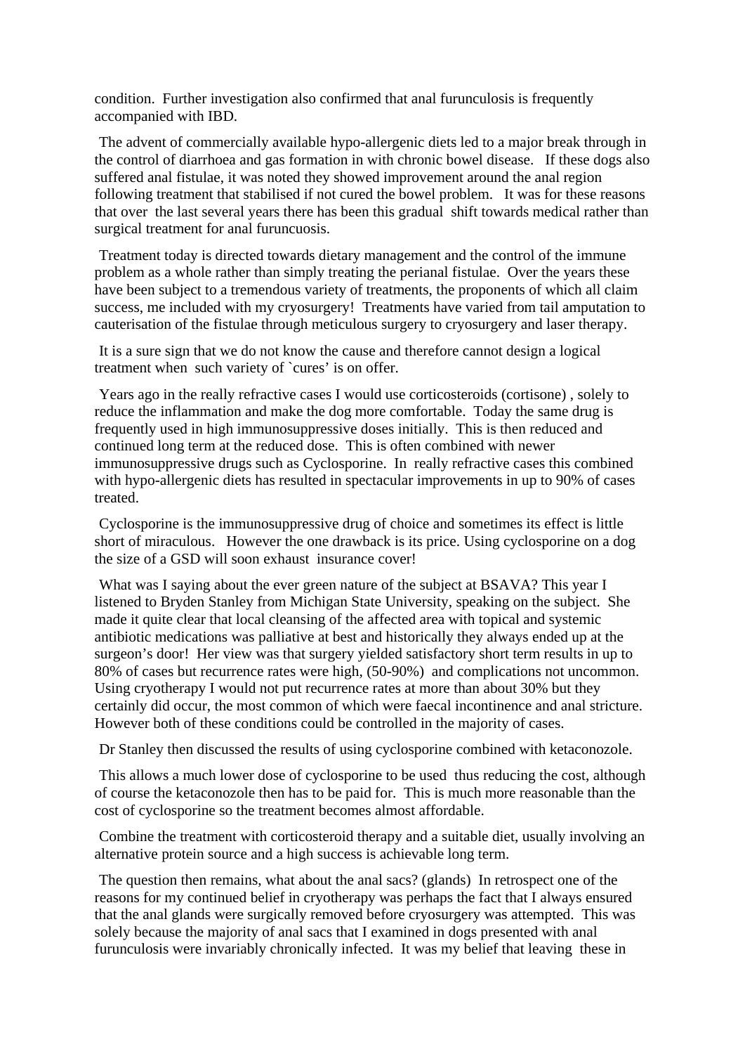condition. Further investigation also confirmed that anal furunculosis is frequently accompanied with IBD.

The advent of commercially available hypo-allergenic diets led to a major break through in the control of diarrhoea and gas formation in with chronic bowel disease. If these dogs also suffered anal fistulae, it was noted they showed improvement around the anal region following treatment that stabilised if not cured the bowel problem. It was for these reasons that over the last several years there has been this gradual shift towards medical rather than surgical treatment for anal furuncuosis.

Treatment today is directed towards dietary management and the control of the immune problem as a whole rather than simply treating the perianal fistulae. Over the years these have been subject to a tremendous variety of treatments, the proponents of which all claim success, me included with my cryosurgery! Treatments have varied from tail amputation to cauterisation of the fistulae through meticulous surgery to cryosurgery and laser therapy.

It is a sure sign that we do not know the cause and therefore cannot design a logical treatment when such variety of `cures' is on offer.

Years ago in the really refractive cases I would use corticosteroids (cortisone) , solely to reduce the inflammation and make the dog more comfortable. Today the same drug is frequently used in high immunosuppressive doses initially. This is then reduced and continued long term at the reduced dose. This is often combined with newer immunosuppressive drugs such as Cyclosporine. In really refractive cases this combined with hypo-allergenic diets has resulted in spectacular improvements in up to 90% of cases treated.

Cyclosporine is the immunosuppressive drug of choice and sometimes its effect is little short of miraculous. However the one drawback is its price. Using cyclosporine on a dog the size of a GSD will soon exhaust insurance cover!

What was I saying about the ever green nature of the subject at BSAVA? This year I listened to Bryden Stanley from Michigan State University, speaking on the subject. She made it quite clear that local cleansing of the affected area with topical and systemic antibiotic medications was palliative at best and historically they always ended up at the surgeon's door! Her view was that surgery yielded satisfactory short term results in up to 80% of cases but recurrence rates were high, (50-90%) and complications not uncommon. Using cryotherapy I would not put recurrence rates at more than about 30% but they certainly did occur, the most common of which were faecal incontinence and anal stricture. However both of these conditions could be controlled in the majority of cases.

Dr Stanley then discussed the results of using cyclosporine combined with ketaconozole.

This allows a much lower dose of cyclosporine to be used thus reducing the cost, although of course the ketaconozole then has to be paid for. This is much more reasonable than the cost of cyclosporine so the treatment becomes almost affordable.

Combine the treatment with corticosteroid therapy and a suitable diet, usually involving an alternative protein source and a high success is achievable long term.

The question then remains, what about the anal sacs? (glands) In retrospect one of the reasons for my continued belief in cryotherapy was perhaps the fact that I always ensured that the anal glands were surgically removed before cryosurgery was attempted. This was solely because the majority of anal sacs that I examined in dogs presented with anal furunculosis were invariably chronically infected. It was my belief that leaving these in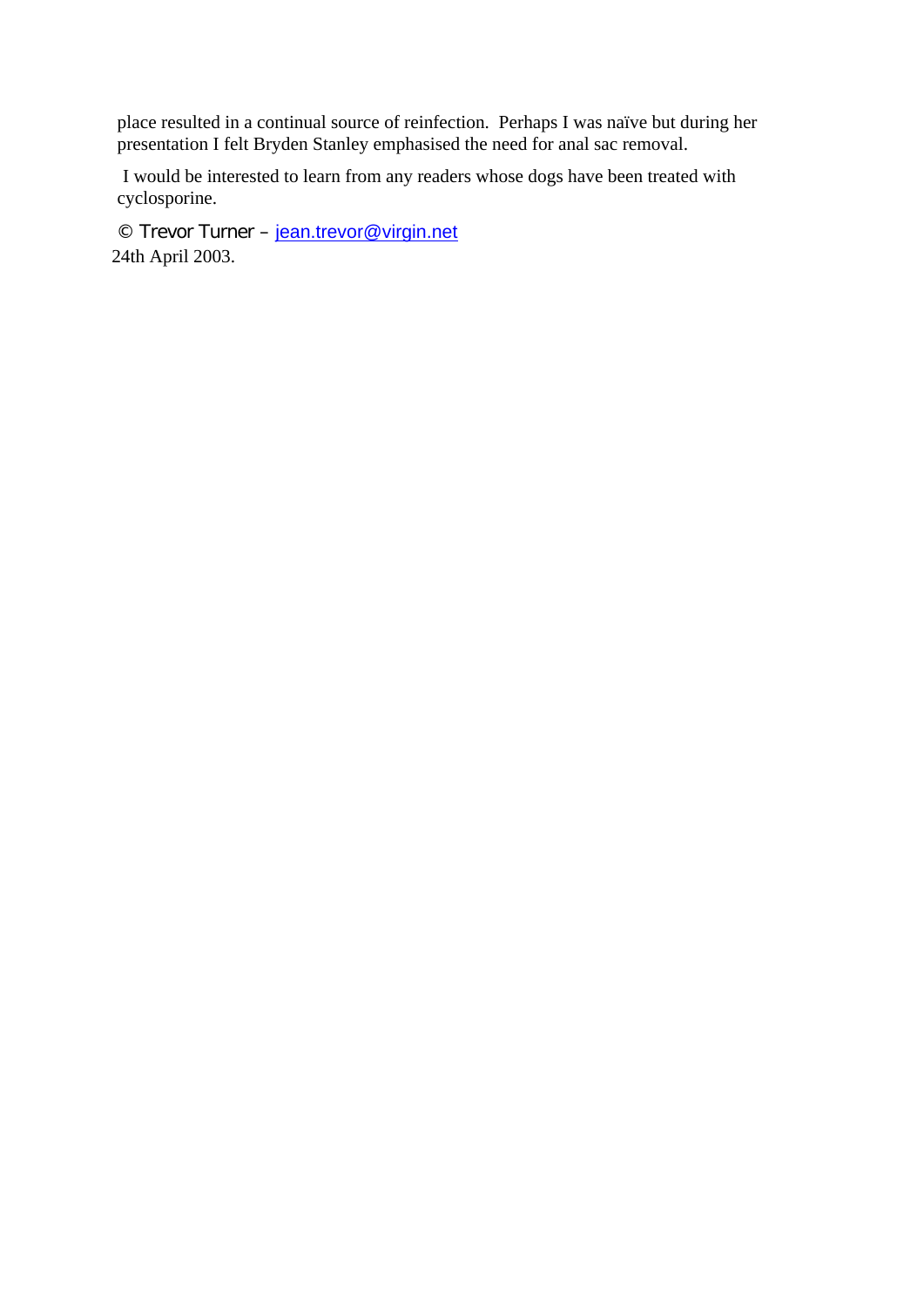place resulted in a continual source of reinfection. Perhaps I was naïve but during her presentation I felt Bryden Stanley emphasised the need for anal sac removal.

I would be interested to learn from any readers whose dogs have been treated with cyclosporine.

© Trevor Turner – jean.trevor@virgin.net
24th April 2003.